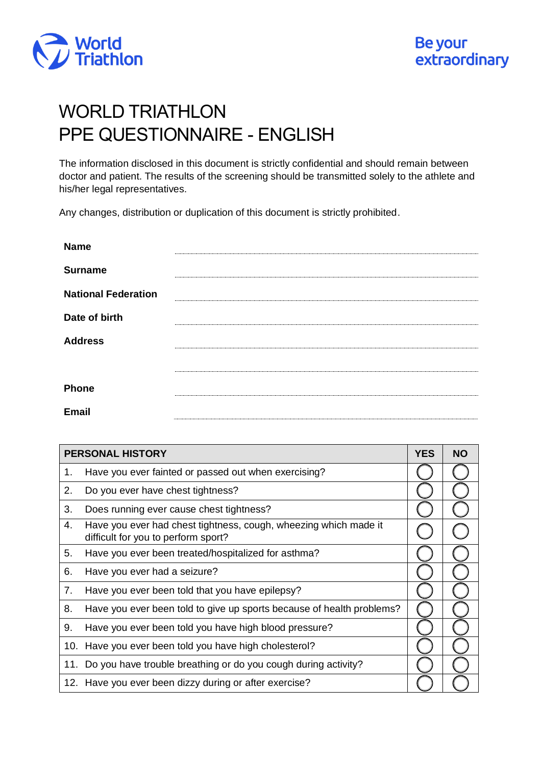World Triathlon

Be your extraordinary

# WORLD TRIATHLON
# PPE QUESTIONNAIRE - ENGLISH

The information disclosed in this document is strictly confidential and should remain between doctor and patient. The results of the screening should be transmitted solely to the athlete and his/her legal representatives.

Any changes, distribution or duplication of this document is strictly prohibited.

**Name** ..............................................................................

**Surname** ..............................................................................

**National Federation** ..............................................................................

**Date of birth** ..............................................................................

**Address** ..............................................................................

..............................................................................

**Phone** ..............................................................................

**Email** ..............................................................................

| PERSONAL HISTORY | YES | NO |
|---|---|---|
| 1. Have you ever fainted or passed out when exercising? | ◯ | ◯ |
| 2. Do you ever have chest tightness? | ◯ | ◯ |
| 3. Does running ever cause chest tightness? | ◯ | ◯ |
| 4. Have you ever had chest tightness, cough, wheezing which made it difficult for you to perform sport? | ◯ | ◯ |
| 5. Have you ever been treated/hospitalized for asthma? | ◯ | ◯ |
| 6. Have you ever had a seizure? | ◯ | ◯ |
| 7. Have you ever been told that you have epilepsy? | ◯ | ◯ |
| 8. Have you ever been told to give up sports because of health problems? | ◯ | ◯ |
| 9. Have you ever been told you have high blood pressure? | ◯ | ◯ |
| 10. Have you ever been told you have high cholesterol? | ◯ | ◯ |
| 11. Do you have trouble breathing or do you cough during activity? | ◯ | ◯ |
| 12. Have you ever been dizzy during or after exercise? | ◯ | ◯ |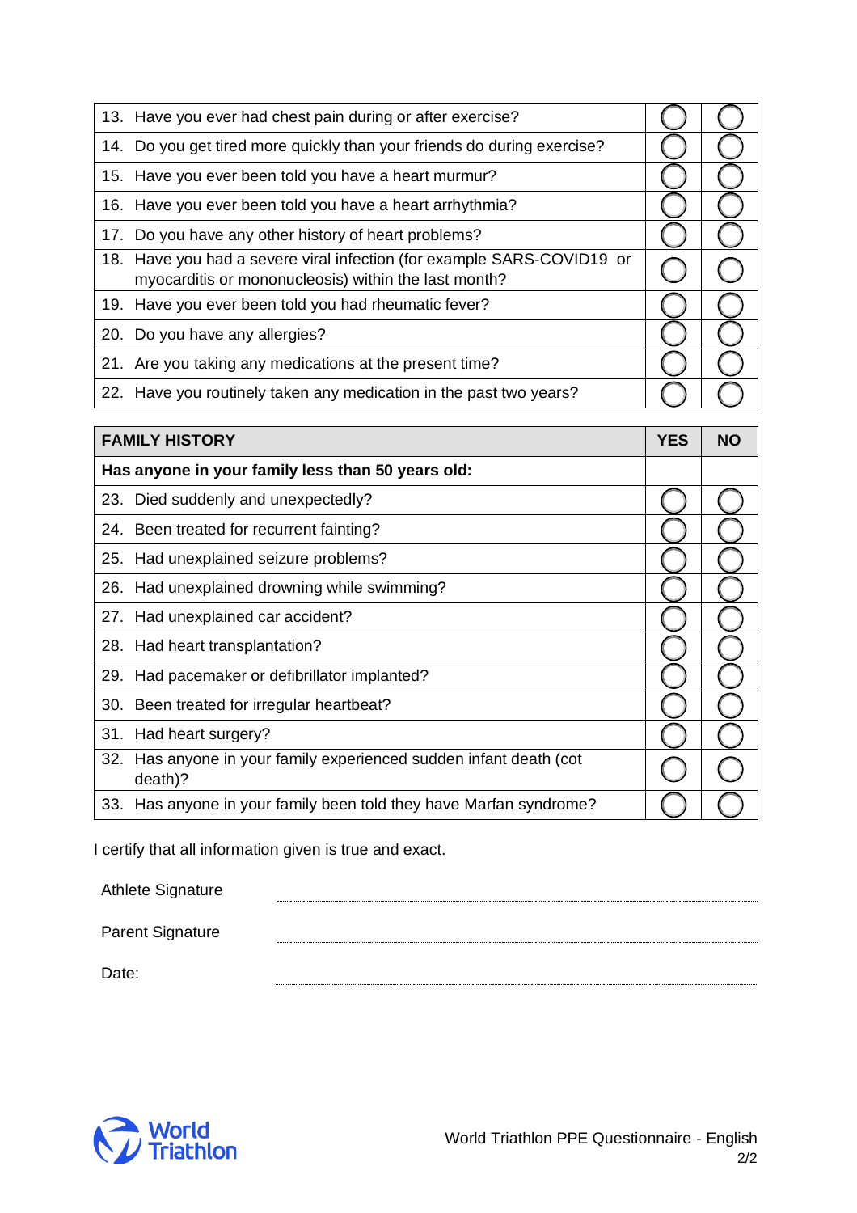| | | |
|---|---|---|
| 13. Have you ever had chest pain during or after exercise? | ◯ | ◯ |
| 14. Do you get tired more quickly than your friends do during exercise? | ◯ | ◯ |
| 15. Have you ever been told you have a heart murmur? | ◯ | ◯ |
| 16. Have you ever been told you have a heart arrhythmia? | ◯ | ◯ |
| 17. Do you have any other history of heart problems? | ◯ | ◯ |
| 18. Have you had a severe viral infection (for example SARS-COVID19 or myocarditis or mononucleosis) within the last month? | ◯ | ◯ |
| 19. Have you ever been told you had rheumatic fever? | ◯ | ◯ |
| 20. Do you have any allergies? | ◯ | ◯ |
| 21. Are you taking any medications at the present time? | ◯ | ◯ |
| 22. Have you routinely taken any medication in the past two years? | ◯ | ◯ |

| **FAMILY HISTORY** | **YES** | **NO** |
|---|---|---|
| **Has anyone in your family less than 50 years old:** | | |
| 23. Died suddenly and unexpectedly? | ◯ | ◯ |
| 24. Been treated for recurrent fainting? | ◯ | ◯ |
| 25. Had unexplained seizure problems? | ◯ | ◯ |
| 26. Had unexplained drowning while swimming? | ◯ | ◯ |
| 27. Had unexplained car accident? | ◯ | ◯ |
| 28. Had heart transplantation? | ◯ | ◯ |
| 29. Had pacemaker or defibrillator implanted? | ◯ | ◯ |
| 30. Been treated for irregular heartbeat? | ◯ | ◯ |
| 31. Had heart surgery? | ◯ | ◯ |
| 32. Has anyone in your family experienced sudden infant death (cot death)? | ◯ | ◯ |
| 33. Has anyone in your family been told they have Marfan syndrome? | ◯ | ◯ |

I certify that all information given is true and exact.

Athlete Signature ..............................................................

Parent Signature ..............................................................

Date: ..............................................................

World Triathlon

World Triathlon PPE Questionnaire - English